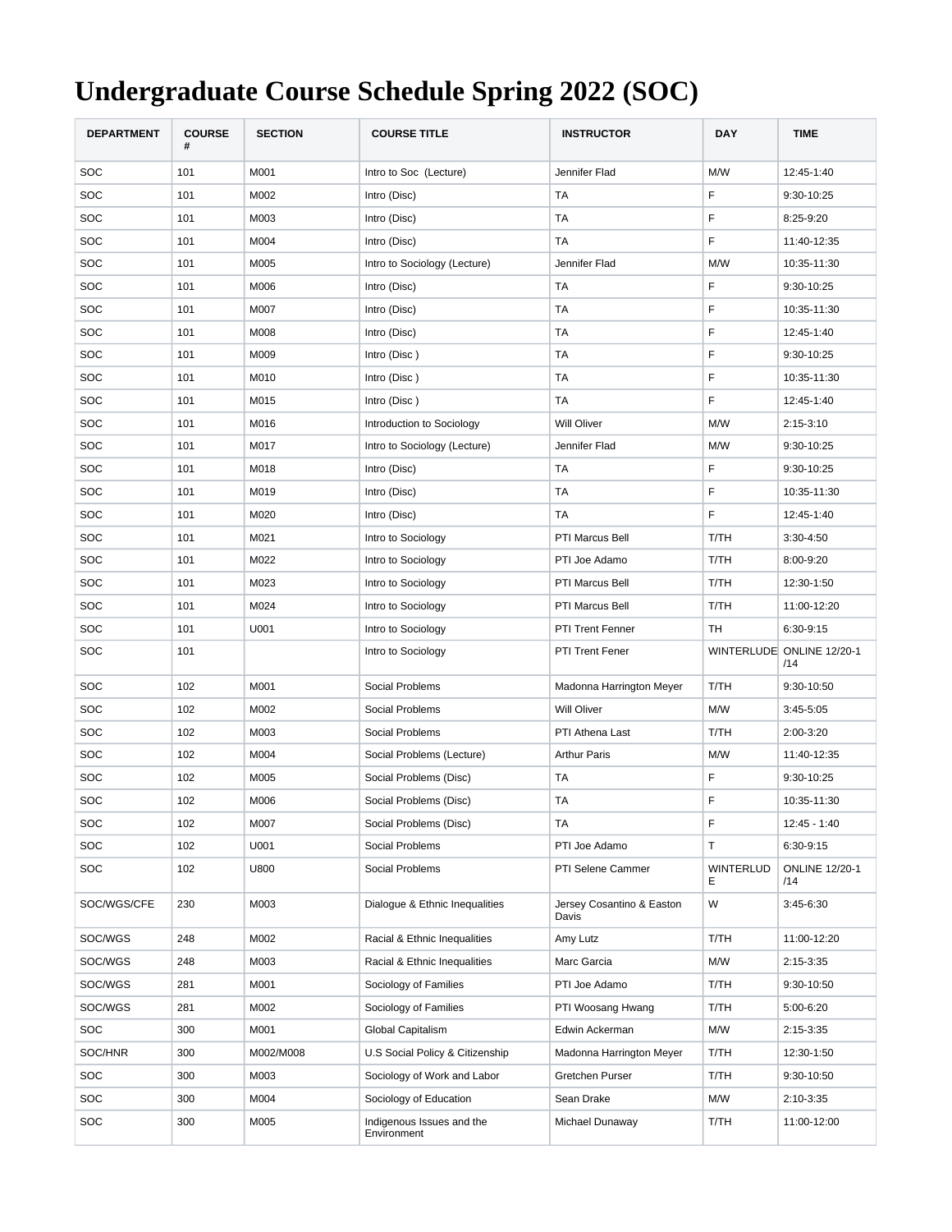# Undergraduate Course Schedule Spring 2022 (SOC)

| DEPARTMENT | COURSE # | SECTION | COURSE TITLE | INSTRUCTOR | DAY | TIME |
|---|---|---|---|---|---|---|
| SOC | 101 | M001 | Intro to Soc (Lecture) | Jennifer Flad | M/W | 12:45-1:40 |
| SOC | 101 | M002 | Intro (Disc) | TA | F | 9:30-10:25 |
| SOC | 101 | M003 | Intro (Disc) | TA | F | 8:25-9:20 |
| SOC | 101 | M004 | Intro (Disc) | TA | F | 11:40-12:35 |
| SOC | 101 | M005 | Intro to Sociology (Lecture) | Jennifer Flad | M/W | 10:35-11:30 |
| SOC | 101 | M006 | Intro (Disc) | TA | F | 9:30-10:25 |
| SOC | 101 | M007 | Intro (Disc) | TA | F | 10:35-11:30 |
| SOC | 101 | M008 | Intro (Disc) | TA | F | 12:45-1:40 |
| SOC | 101 | M009 | Intro (Disc ) | TA | F | 9:30-10:25 |
| SOC | 101 | M010 | Intro (Disc ) | TA | F | 10:35-11:30 |
| SOC | 101 | M015 | Intro (Disc ) | TA | F | 12:45-1:40 |
| SOC | 101 | M016 | Introduction to Sociology | Will Oliver | M/W | 2:15-3:10 |
| SOC | 101 | M017 | Intro to Sociology (Lecture) | Jennifer Flad | M/W | 9:30-10:25 |
| SOC | 101 | M018 | Intro (Disc) | TA | F | 9:30-10:25 |
| SOC | 101 | M019 | Intro (Disc) | TA | F | 10:35-11:30 |
| SOC | 101 | M020 | Intro (Disc) | TA | F | 12:45-1:40 |
| SOC | 101 | M021 | Intro to Sociology | PTI Marcus Bell | T/TH | 3:30-4:50 |
| SOC | 101 | M022 | Intro to Sociology | PTI Joe Adamo | T/TH | 8:00-9:20 |
| SOC | 101 | M023 | Intro to Sociology | PTI Marcus Bell | T/TH | 12:30-1:50 |
| SOC | 101 | M024 | Intro to Sociology | PTI Marcus Bell | T/TH | 11:00-12:20 |
| SOC | 101 | U001 | Intro to Sociology | PTI Trent Fenner | TH | 6:30-9:15 |
| SOC | 101 | | Intro to Sociology | PTI Trent Fener | WINTERLUDE | ONLINE 12/20-1/14 |
| SOC | 102 | M001 | Social Problems | Madonna Harrington Meyer | T/TH | 9:30-10:50 |
| SOC | 102 | M002 | Social Problems | Will Oliver | M/W | 3:45-5:05 |
| SOC | 102 | M003 | Social Problems | PTI Athena Last | T/TH | 2:00-3:20 |
| SOC | 102 | M004 | Social Problems (Lecture) | Arthur Paris | M/W | 11:40-12:35 |
| SOC | 102 | M005 | Social Problems (Disc) | TA | F | 9:30-10:25 |
| SOC | 102 | M006 | Social Problems (Disc) | TA | F | 10:35-11:30 |
| SOC | 102 | M007 | Social Problems (Disc) | TA | F | 12:45 - 1:40 |
| SOC | 102 | U001 | Social Problems | PTI Joe Adamo | T | 6:30-9:15 |
| SOC | 102 | U800 | Social Problems | PTI Selene Cammer | WINTERLUDE | ONLINE 12/20-1/14 |
| SOC/WGS/CFE | 230 | M003 | Dialogue & Ethnic Inequalities | Jersey Cosantino & Easton Davis | W | 3:45-6:30 |
| SOC/WGS | 248 | M002 | Racial & Ethnic Inequalities | Amy Lutz | T/TH | 11:00-12:20 |
| SOC/WGS | 248 | M003 | Racial & Ethnic Inequalities | Marc Garcia | M/W | 2:15-3:35 |
| SOC/WGS | 281 | M001 | Sociology of Families | PTI Joe Adamo | T/TH | 9:30-10:50 |
| SOC/WGS | 281 | M002 | Sociology of Families | PTI Woosang Hwang | T/TH | 5:00-6:20 |
| SOC | 300 | M001 | Global Capitalism | Edwin Ackerman | M/W | 2:15-3:35 |
| SOC/HNR | 300 | M002/M008 | U.S Social Policy & Citizenship | Madonna Harrington Meyer | T/TH | 12:30-1:50 |
| SOC | 300 | M003 | Sociology of Work and Labor | Gretchen Purser | T/TH | 9:30-10:50 |
| SOC | 300 | M004 | Sociology of Education | Sean Drake | M/W | 2:10-3:35 |
| SOC | 300 | M005 | Indigenous Issues and the Environment | Michael Dunaway | T/TH | 11:00-12:00 |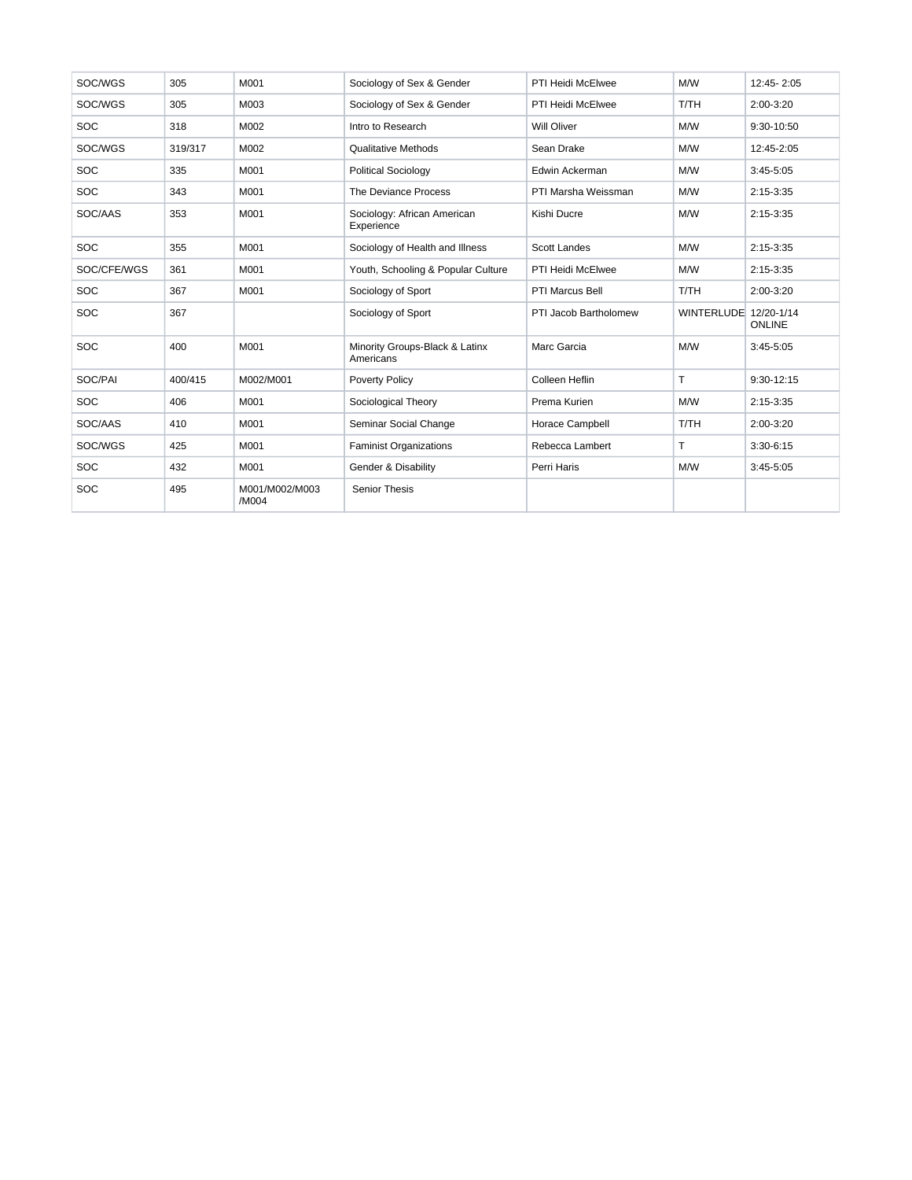| | | | | | | |
|---|---|---|---|---|---|---|
| SOC/WGS | 305 | M001 | Sociology of Sex & Gender | PTI Heidi McElwee | M/W | 12:45- 2:05 |
| SOC/WGS | 305 | M003 | Sociology of Sex & Gender | PTI Heidi McElwee | T/TH | 2:00-3:20 |
| SOC | 318 | M002 | Intro to Research | Will Oliver | M/W | 9:30-10:50 |
| SOC/WGS | 319/317 | M002 | Qualitative Methods | Sean Drake | M/W | 12:45-2:05 |
| SOC | 335 | M001 | Political Sociology | Edwin Ackerman | M/W | 3:45-5:05 |
| SOC | 343 | M001 | The Deviance Process | PTI Marsha Weissman | M/W | 2:15-3:35 |
| SOC/AAS | 353 | M001 | Sociology: African American Experience | Kishi Ducre | M/W | 2:15-3:35 |
| SOC | 355 | M001 | Sociology of Health and Illness | Scott Landes | M/W | 2:15-3:35 |
| SOC/CFE/WGS | 361 | M001 | Youth, Schooling & Popular Culture | PTI Heidi McElwee | M/W | 2:15-3:35 |
| SOC | 367 | M001 | Sociology of Sport | PTI Marcus Bell | T/TH | 2:00-3:20 |
| SOC | 367 | | Sociology of Sport | PTI Jacob Bartholomew | WINTERLUDE | 12/20-1/14 ONLINE |
| SOC | 400 | M001 | Minority Groups-Black & Latinx Americans | Marc Garcia | M/W | 3:45-5:05 |
| SOC/PAI | 400/415 | M002/M001 | Poverty Policy | Colleen Heflin | T | 9:30-12:15 |
| SOC | 406 | M001 | Sociological Theory | Prema Kurien | M/W | 2:15-3:35 |
| SOC/AAS | 410 | M001 | Seminar Social Change | Horace Campbell | T/TH | 2:00-3:20 |
| SOC/WGS | 425 | M001 | Faminist Organizations | Rebecca Lambert | T | 3:30-6:15 |
| SOC | 432 | M001 | Gender & Disability | Perri Haris | M/W | 3:45-5:05 |
| SOC | 495 | M001/M002/M003 /M004 | Senior Thesis | | | |